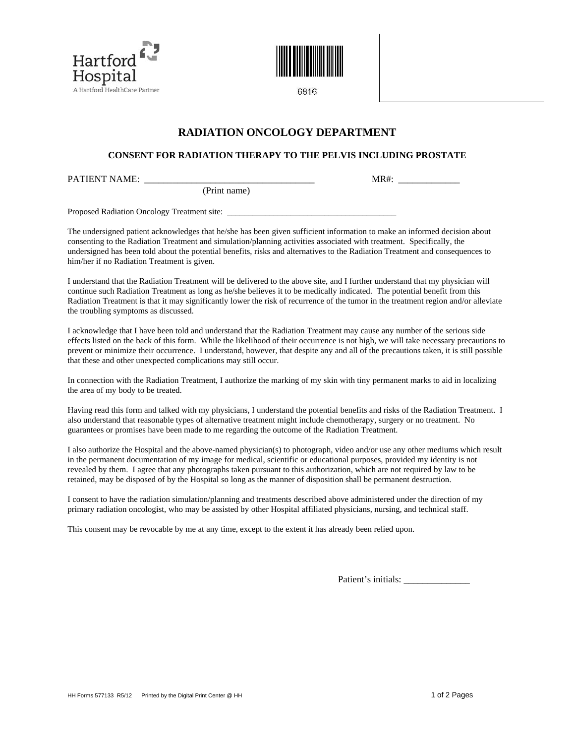Hartford Hospital
A Hartford HealthCare Partner

6816

# RADIATION ONCOLOGY DEPARTMENT

## CONSENT FOR RADIATION THERAPY TO THE PELVIS INCLUDING PROSTATE

PATIENT NAME: ____________________________________ MR#: _____________
(Print name)

Proposed Radiation Oncology Treatment site: _______________________________________

The undersigned patient acknowledges that he/she has been given sufficient information to make an informed decision about consenting to the Radiation Treatment and simulation/planning activities associated with treatment. Specifically, the undersigned has been told about the potential benefits, risks and alternatives to the Radiation Treatment and consequences to him/her if no Radiation Treatment is given.

I understand that the Radiation Treatment will be delivered to the above site, and I further understand that my physician will continue such Radiation Treatment as long as he/she believes it to be medically indicated. The potential benefit from this Radiation Treatment is that it may significantly lower the risk of recurrence of the tumor in the treatment region and/or alleviate the troubling symptoms as discussed.

I acknowledge that I have been told and understand that the Radiation Treatment may cause any number of the serious side effects listed on the back of this form. While the likelihood of their occurrence is not high, we will take necessary precautions to prevent or minimize their occurrence. I understand, however, that despite any and all of the precautions taken, it is still possible that these and other unexpected complications may still occur.

In connection with the Radiation Treatment, I authorize the marking of my skin with tiny permanent marks to aid in localizing the area of my body to be treated.

Having read this form and talked with my physicians, I understand the potential benefits and risks of the Radiation Treatment. I also understand that reasonable types of alternative treatment might include chemotherapy, surgery or no treatment. No guarantees or promises have been made to me regarding the outcome of the Radiation Treatment.

I also authorize the Hospital and the above-named physician(s) to photograph, video and/or use any other mediums which result in the permanent documentation of my image for medical, scientific or educational purposes, provided my identity is not revealed by them. I agree that any photographs taken pursuant to this authorization, which are not required by law to be retained, may be disposed of by the Hospital so long as the manner of disposition shall be permanent destruction.

I consent to have the radiation simulation/planning and treatments described above administered under the direction of my primary radiation oncologist, who may be assisted by other Hospital affiliated physicians, nursing, and technical staff.

This consent may be revocable by me at any time, except to the extent it has already been relied upon.

Patient's initials: ______________

HH Forms 577133 R5/12 Printed by the Digital Print Center @ HH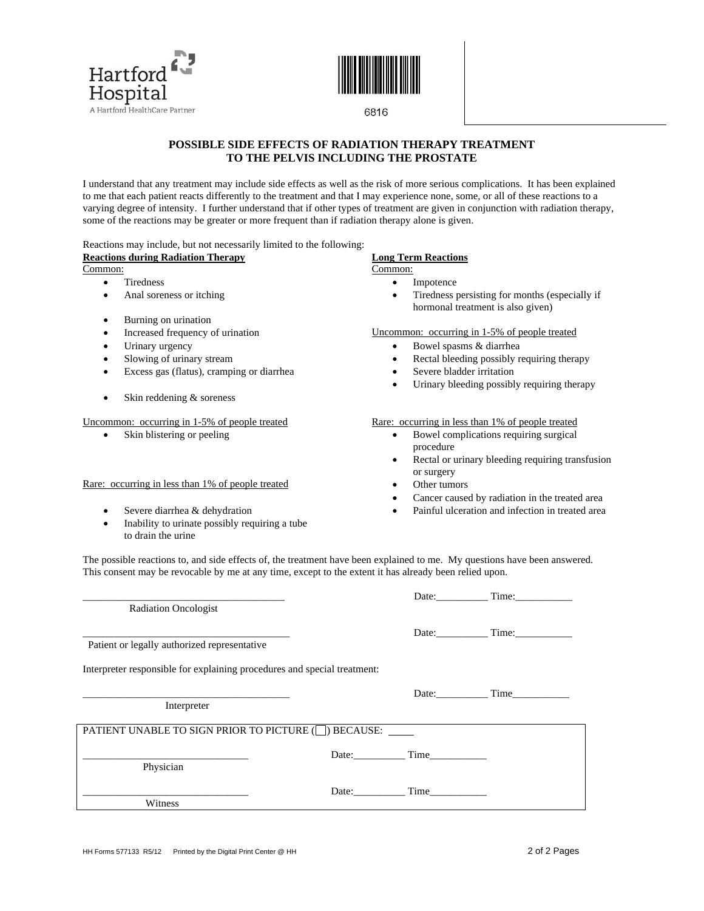Hartford Hospital
A Hartford HealthCare Partner

6816

## POSSIBLE SIDE EFFECTS OF RADIATION THERAPY TREATMENT TO THE PELVIS INCLUDING THE PROSTATE

I understand that any treatment may include side effects as well as the risk of more serious complications. It has been explained to me that each patient reacts differently to the treatment and that I may experience none, some, or all of these reactions to a varying degree of intensity. I further understand that if other types of treatment are given in conjunction with radiation therapy, some of the reactions may be greater or more frequent than if radiation therapy alone is given.

Reactions may include, but not necessarily limited to the following:

**Reactions during Radiation Therapy**

Common:

- Tiredness
- Anal soreness or itching
- Burning on urination
- Increased frequency of urination
- Urinary urgency
- Slowing of urinary stream
- Excess gas (flatus), cramping or diarrhea
- Skin reddening & soreness

Uncommon: occurring in 1-5% of people treated

- Skin blistering or peeling

Rare: occurring in less than 1% of people treated

- Severe diarrhea & dehydration
- Inability to urinate possibly requiring a tube to drain the urine

**Long Term Reactions**

Common:

- Impotence
- Tiredness persisting for months (especially if hormonal treatment is also given)

Uncommon: occurring in 1-5% of people treated

- Bowel spasms & diarrhea
- Rectal bleeding possibly requiring therapy
- Severe bladder irritation
- Urinary bleeding possibly requiring therapy

Rare: occurring in less than 1% of people treated

- Bowel complications requiring surgical procedure
- Rectal or urinary bleeding requiring transfusion or surgery
- Other tumors
- Cancer caused by radiation in the treated area
- Painful ulceration and infection in treated area

The possible reactions to, and side effects of, the treatment have been explained to me. My questions have been answered. This consent may be revocable by me at any time, except to the extent it has already been relied upon.

______________________________________ Date:__________ Time:___________
Radiation Oncologist

______________________________________ Date:__________ Time:___________
Patient or legally authorized representative

Interpreter responsible for explaining procedures and special treatment:

______________________________________ Date:__________ Time___________
Interpreter

PATIENT UNABLE TO SIGN PRIOR TO PICTURE (☐) BECAUSE: ____

________________________________ Date:__________ Time___________
Physician

________________________________ Date:__________ Time___________
Witness

HH Forms 577133 R5/12 Printed by the Digital Print Center @ HH